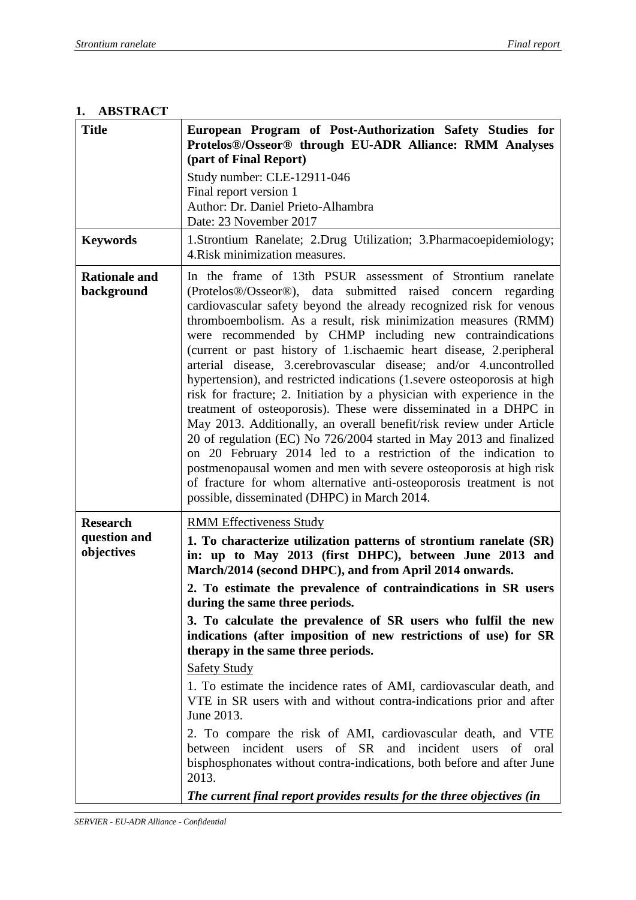## 1. ABSTRACT

| | |
|---|---|
| **Title** | **European Program of Post-Authorization Safety Studies for Protelos®/Osseor® through EU-ADR Alliance: RMM Analyses (part of Final Report)**<br>Study number: CLE-12911-046<br>Final report version 1<br>Author: Dr. Daniel Prieto-Alhambra<br>Date: 23 November 2017 |
| **Keywords** | 1.Strontium Ranelate; 2.Drug Utilization; 3.Pharmacoepidemiology; 4.Risk minimization measures. |
| **Rationale and background** | In the frame of 13th PSUR assessment of Strontium ranelate (Protelos®/Osseor®), data submitted raised concern regarding cardiovascular safety beyond the already recognized risk for venous thromboembolism. As a result, risk minimization measures (RMM) were recommended by CHMP including new contraindications (current or past history of 1.ischaemic heart disease, 2.peripheral arterial disease, 3.cerebrovascular disease; and/or 4.uncontrolled hypertension), and restricted indications (1.severe osteoporosis at high risk for fracture; 2. Initiation by a physician with experience in the treatment of osteoporosis). These were disseminated in a DHPC in May 2013. Additionally, an overall benefit/risk review under Article 20 of regulation (EC) No 726/2004 started in May 2013 and finalized on 20 February 2014 led to a restriction of the indication to postmenopausal women and men with severe osteoporosis at high risk of fracture for whom alternative anti-osteoporosis treatment is not possible, disseminated (DHPC) in March 2014. |
| **Research question and objectives** | <u>RMM Effectiveness Study</u><br>**1. To characterize utilization patterns of strontium ranelate (SR) in: up to May 2013 (first DHPC), between June 2013 and March/2014 (second DHPC), and from April 2014 onwards.**<br>**2. To estimate the prevalence of contraindications in SR users during the same three periods.**<br>**3. To calculate the prevalence of SR users who fulfil the new indications (after imposition of new restrictions of use) for SR therapy in the same three periods.**<br><u>Safety Study</u><br>1. To estimate the incidence rates of AMI, cardiovascular death, and VTE in SR users with and without contra-indications prior and after June 2013.<br>2. To compare the risk of AMI, cardiovascular death, and VTE between incident users of SR and incident users of oral bisphosphonates without contra-indications, both before and after June 2013.<br>***The current final report provides results for the three objectives (in*** |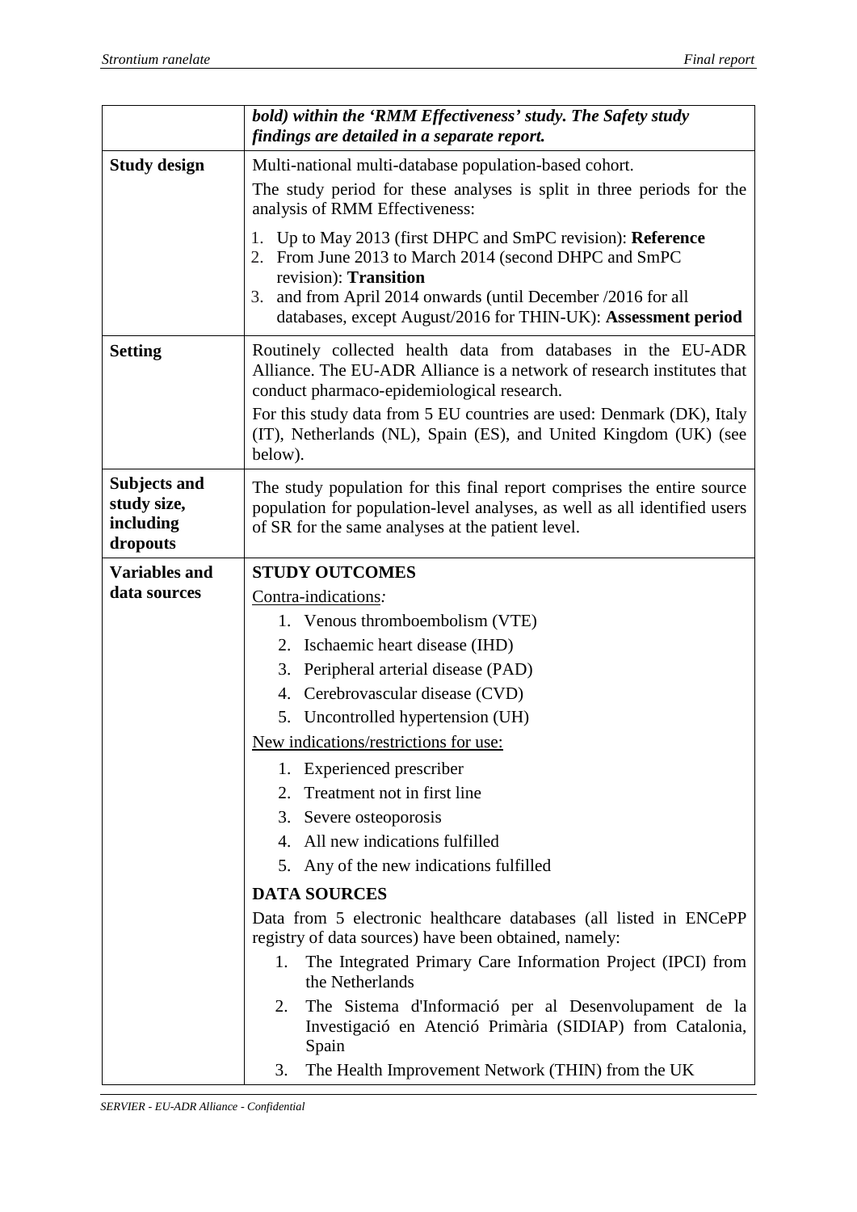| | |
|---|---|
| | ***bold) within the 'RMM Effectiveness' study. The Safety study findings are detailed in a separate report.*** |
| **Study design** | Multi-national multi-database population-based cohort.<br>The study period for these analyses is split in three periods for the analysis of RMM Effectiveness:<br>1. Up to May 2013 (first DHPC and SmPC revision): **Reference**<br>2. From June 2013 to March 2014 (second DHPC and SmPC revision): **Transition**<br>3. and from April 2014 onwards (until December /2016 for all databases, except August/2016 for THIN-UK): **Assessment period** |
| **Setting** | Routinely collected health data from databases in the EU-ADR Alliance. The EU-ADR Alliance is a network of research institutes that conduct pharmaco-epidemiological research.<br>For this study data from 5 EU countries are used: Denmark (DK), Italy (IT), Netherlands (NL), Spain (ES), and United Kingdom (UK) (see below). |
| **Subjects and study size, including dropouts** | The study population for this final report comprises the entire source population for population-level analyses, as well as all identified users of SR for the same analyses at the patient level. |
| **Variables and data sources** | **STUDY OUTCOMES**<br><u>Contra-indications</u>*:*<br>1. Venous thromboembolism (VTE)<br>2. Ischaemic heart disease (IHD)<br>3. Peripheral arterial disease (PAD)<br>4. Cerebrovascular disease (CVD)<br>5. Uncontrolled hypertension (UH)<br><u>New indications/restrictions for use:</u><br>1. Experienced prescriber<br>2. Treatment not in first line<br>3. Severe osteoporosis<br>4. All new indications fulfilled<br>5. Any of the new indications fulfilled<br>**DATA SOURCES**<br>Data from 5 electronic healthcare databases (all listed in ENCePP registry of data sources) have been obtained, namely:<br>1. The Integrated Primary Care Information Project (IPCI) from the Netherlands<br>2. The Sistema d'Informació per al Desenvolupament de la Investigació en Atenció Primària (SIDIAP) from Catalonia, Spain<br>3. The Health Improvement Network (THIN) from the UK |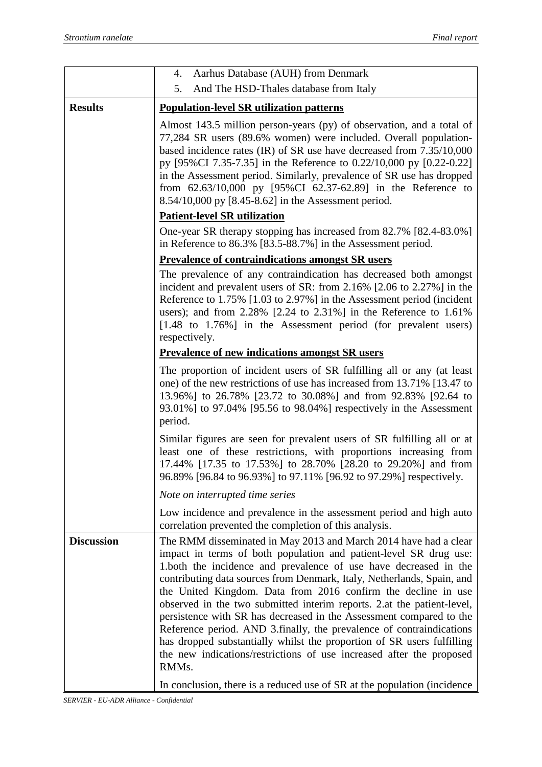| | |
|---|---|
| | 4. Aarhus Database (AUH) from Denmark<br>5. And The HSD-Thales database from Italy |
| **Results** | **<u>Population-level SR utilization patterns</u>**<br><br>Almost 143.5 million person-years (py) of observation, and a total of 77,284 SR users (89.6% women) were included. Overall population-based incidence rates (IR) of SR use have decreased from 7.35/10,000 py [95%CI 7.35-7.35] in the Reference to 0.22/10,000 py [0.22-0.22] in the Assessment period. Similarly, prevalence of SR use has dropped from 62.63/10,000 py [95%CI 62.37-62.89] in the Reference to 8.54/10,000 py [8.45-8.62] in the Assessment period.<br><br>**<u>Patient-level SR utilization</u>**<br><br>One-year SR therapy stopping has increased from 82.7% [82.4-83.0%] in Reference to 86.3% [83.5-88.7%] in the Assessment period.<br><br>**<u>Prevalence of contraindications amongst SR users</u>**<br><br>The prevalence of any contraindication has decreased both amongst incident and prevalent users of SR: from 2.16% [2.06 to 2.27%] in the Reference to 1.75% [1.03 to 2.97%] in the Assessment period (incident users); and from 2.28% [2.24 to 2.31%] in the Reference to 1.61% [1.48 to 1.76%] in the Assessment period (for prevalent users) respectively.<br><br>**<u>Prevalence of new indications amongst SR users</u>**<br><br>The proportion of incident users of SR fulfilling all or any (at least one) of the new restrictions of use has increased from 13.71% [13.47 to 13.96%] to 26.78% [23.72 to 30.08%] and from 92.83% [92.64 to 93.01%] to 97.04% [95.56 to 98.04%] respectively in the Assessment period.<br><br>Similar figures are seen for prevalent users of SR fulfilling all or at least one of these restrictions, with proportions increasing from 17.44% [17.35 to 17.53%] to 28.70% [28.20 to 29.20%] and from 96.89% [96.84 to 96.93%] to 97.11% [96.92 to 97.29%] respectively.<br><br>*Note on interrupted time series*<br><br>Low incidence and prevalence in the assessment period and high auto correlation prevented the completion of this analysis. |
| **Discussion** | The RMM disseminated in May 2013 and March 2014 have had a clear impact in terms of both population and patient-level SR drug use: 1.both the incidence and prevalence of use have decreased in the contributing data sources from Denmark, Italy, Netherlands, Spain, and the United Kingdom. Data from 2016 confirm the decline in use observed in the two submitted interim reports. 2.at the patient-level, persistence with SR has decreased in the Assessment compared to the Reference period. AND 3.finally, the prevalence of contraindications has dropped substantially whilst the proportion of SR users fulfilling the new indications/restrictions of use increased after the proposed RMMs.<br><br>In conclusion, there is a reduced use of SR at the population (incidence |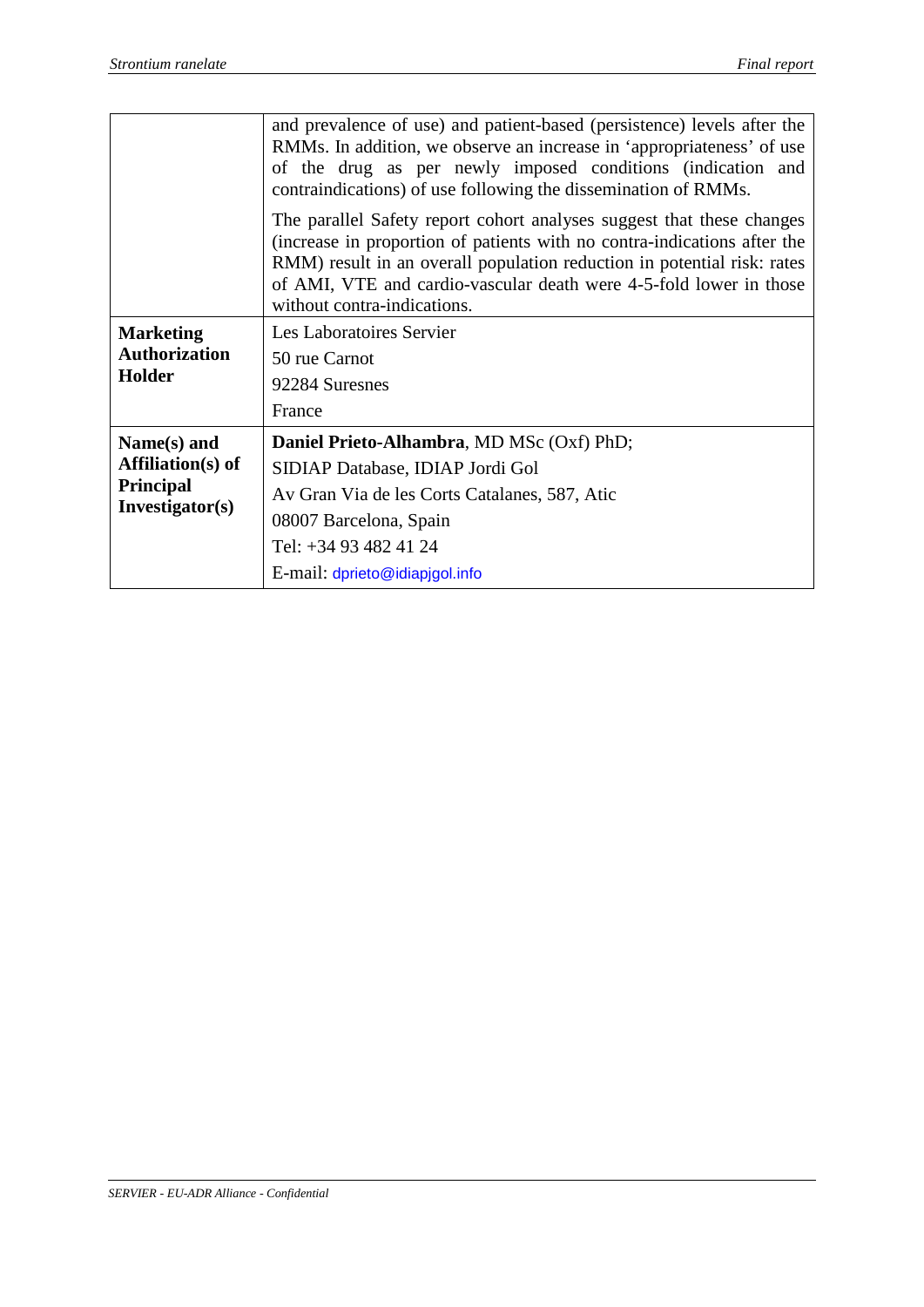| | |
|---|---|
| | and prevalence of use) and patient-based (persistence) levels after the RMMs. In addition, we observe an increase in 'appropriateness' of use of the drug as per newly imposed conditions (indication and contraindications) of use following the dissemination of RMMs.<br><br>The parallel Safety report cohort analyses suggest that these changes (increase in proportion of patients with no contra-indications after the RMM) result in an overall population reduction in potential risk: rates of AMI, VTE and cardio-vascular death were 4-5-fold lower in those without contra-indications. |
| **Marketing Authorization Holder** | Les Laboratoires Servier<br>50 rue Carnot<br>92284 Suresnes<br>France |
| **Name(s) and Affiliation(s) of Principal Investigator(s)** | **Daniel Prieto-Alhambra**, MD MSc (Oxf) PhD;<br>SIDIAP Database, IDIAP Jordi Gol<br>Av Gran Via de les Corts Catalanes, 587, Atic<br>08007 Barcelona, Spain<br>Tel: +34 93 482 41 24<br>E-mail: dprieto@idiapjgol.info |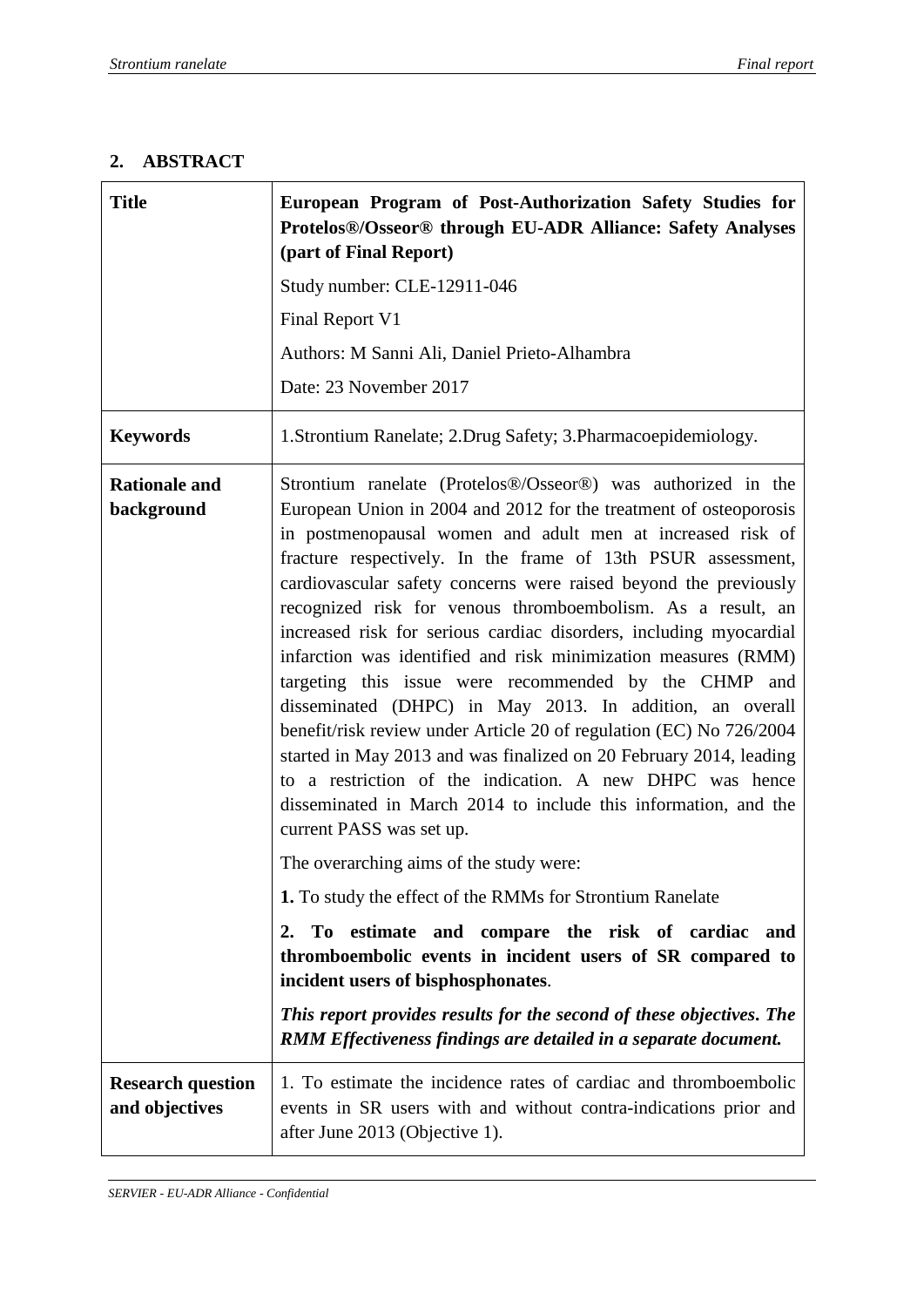## 2. ABSTRACT

| Title | **European Program of Post-Authorization Safety Studies for Protelos®/Osseor® through EU-ADR Alliance: Safety Analyses (part of Final Report)**<br><br>Study number: CLE-12911-046<br><br>Final Report V1<br><br>Authors: M Sanni Ali, Daniel Prieto-Alhambra<br><br>Date: 23 November 2017 |
|---|---|
| **Keywords** | 1.Strontium Ranelate; 2.Drug Safety; 3.Pharmacoepidemiology. |
| **Rationale and background** | Strontium ranelate (Protelos®/Osseor®) was authorized in the European Union in 2004 and 2012 for the treatment of osteoporosis in postmenopausal women and adult men at increased risk of fracture respectively. In the frame of 13th PSUR assessment, cardiovascular safety concerns were raised beyond the previously recognized risk for venous thromboembolism. As a result, an increased risk for serious cardiac disorders, including myocardial infarction was identified and risk minimization measures (RMM) targeting this issue were recommended by the CHMP and disseminated (DHPC) in May 2013. In addition, an overall benefit/risk review under Article 20 of regulation (EC) No 726/2004 started in May 2013 and was finalized on 20 February 2014, leading to a restriction of the indication. A new DHPC was hence disseminated in March 2014 to include this information, and the current PASS was set up.<br><br>The overarching aims of the study were:<br><br>**1.** To study the effect of the RMMs for Strontium Ranelate<br><br>**2. To estimate and compare the risk of cardiac and thromboembolic events in incident users of SR compared to incident users of bisphosphonates**.<br><br>***This report provides results for the second of these objectives. The RMM Effectiveness findings are detailed in a separate document.*** |
| **Research question and objectives** | 1. To estimate the incidence rates of cardiac and thromboembolic events in SR users with and without contra-indications prior and after June 2013 (Objective 1). |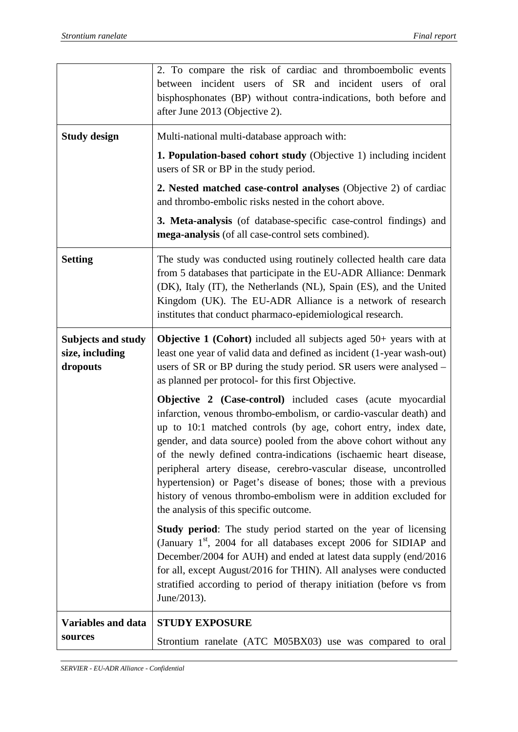| | |
|---|---|
| | 2. To compare the risk of cardiac and thromboembolic events between incident users of SR and incident users of oral bisphosphonates (BP) without contra-indications, both before and after June 2013 (Objective 2). |
| **Study design** | Multi-national multi-database approach with:<br><br>**1. Population-based cohort study** (Objective 1) including incident users of SR or BP in the study period.<br><br>**2. Nested matched case-control analyses** (Objective 2) of cardiac and thrombo-embolic risks nested in the cohort above.<br><br>**3. Meta-analysis** (of database-specific case-control findings) and **mega-analysis** (of all case-control sets combined). |
| **Setting** | The study was conducted using routinely collected health care data from 5 databases that participate in the EU-ADR Alliance: Denmark (DK), Italy (IT), the Netherlands (NL), Spain (ES), and the United Kingdom (UK). The EU-ADR Alliance is a network of research institutes that conduct pharmaco-epidemiological research. |
| **Subjects and study size, including dropouts** | **Objective 1 (Cohort)** included all subjects aged 50+ years with at least one year of valid data and defined as incident (1-year wash-out) users of SR or BP during the study period. SR users were analysed – as planned per protocol- for this first Objective.<br><br>**Objective 2 (Case-control)** included cases (acute myocardial infarction, venous thrombo-embolism, or cardio-vascular death) and up to 10:1 matched controls (by age, cohort entry, index date, gender, and data source) pooled from the above cohort without any of the newly defined contra-indications (ischaemic heart disease, peripheral artery disease, cerebro-vascular disease, uncontrolled hypertension) or Paget's disease of bones; those with a previous history of venous thrombo-embolism were in addition excluded for the analysis of this specific outcome.<br><br>**Study period**: The study period started on the year of licensing (January 1st, 2004 for all databases except 2006 for SIDIAP and December/2004 for AUH) and ended at latest data supply (end/2016 for all, except August/2016 for THIN). All analyses were conducted stratified according to period of therapy initiation (before vs from June/2013). |
| **Variables and data sources** | **STUDY EXPOSURE**<br><br>Strontium ranelate (ATC M05BX03) use was compared to oral |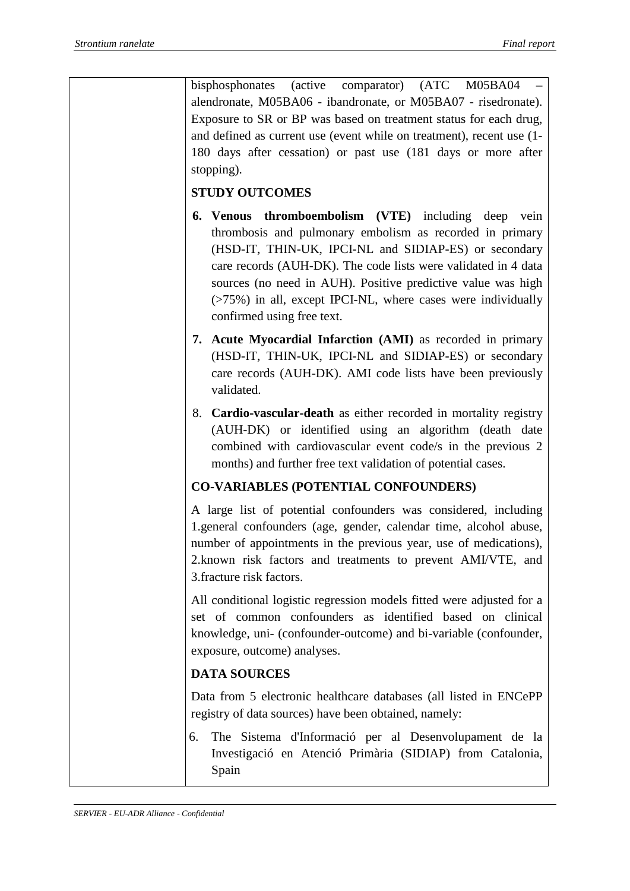| | bisphosphonates (active comparator) (ATC M05BA04 – alendronate, M05BA06 - ibandronate, or M05BA07 - risedronate). Exposure to SR or BP was based on treatment status for each drug, and defined as current use (event while on treatment), recent use (1-180 days after cessation) or past use (181 days or more after stopping).<br><br>**STUDY OUTCOMES**<br><br>6. **Venous thromboembolism (VTE)** including deep vein thrombosis and pulmonary embolism as recorded in primary (HSD-IT, THIN-UK, IPCI-NL and SIDIAP-ES) or secondary care records (AUH-DK). The code lists were validated in 4 data sources (no need in AUH). Positive predictive value was high (>75%) in all, except IPCI-NL, where cases were individually confirmed using free text.<br><br>7. **Acute Myocardial Infarction (AMI)** as recorded in primary (HSD-IT, THIN-UK, IPCI-NL and SIDIAP-ES) or secondary care records (AUH-DK). AMI code lists have been previously validated.<br><br>8. **Cardio-vascular-death** as either recorded in mortality registry (AUH-DK) or identified using an algorithm (death date combined with cardiovascular event code/s in the previous 2 months) and further free text validation of potential cases.<br><br>**CO-VARIABLES (POTENTIAL CONFOUNDERS)**<br><br>A large list of potential confounders was considered, including 1.general confounders (age, gender, calendar time, alcohol abuse, number of appointments in the previous year, use of medications), 2.known risk factors and treatments to prevent AMI/VTE, and 3.fracture risk factors.<br><br>All conditional logistic regression models fitted were adjusted for a set of common confounders as identified based on clinical knowledge, uni- (confounder-outcome) and bi-variable (confounder, exposure, outcome) analyses.<br><br>**DATA SOURCES**<br><br>Data from 5 electronic healthcare databases (all listed in ENCePP registry of data sources) have been obtained, namely:<br><br>6. The Sistema d'Informació per al Desenvolupament de la Investigació en Atenció Primària (SIDIAP) from Catalonia, Spain |
|---|---|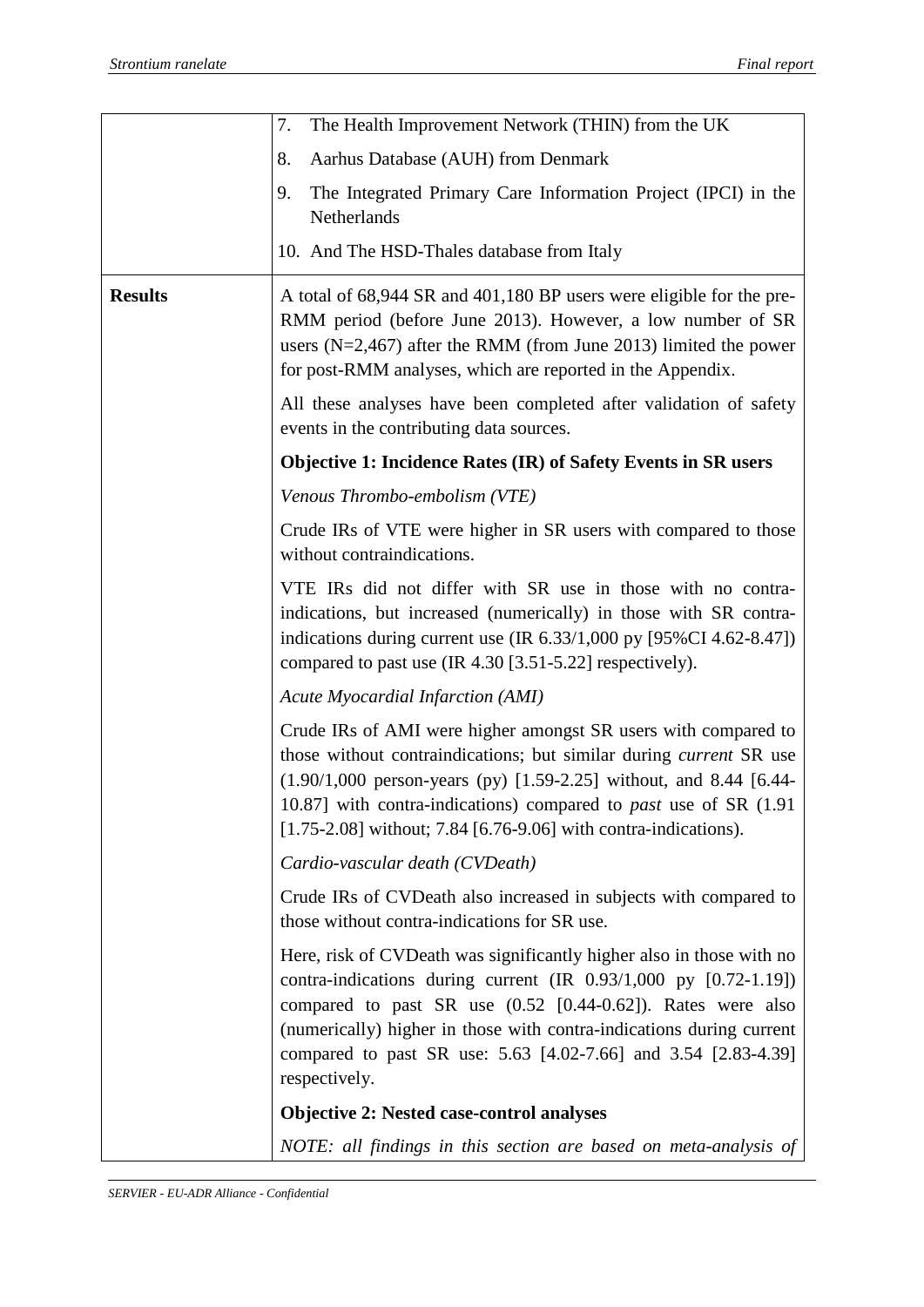| | |
|---|---|
| | 7. The Health Improvement Network (THIN) from the UK<br>8. Aarhus Database (AUH) from Denmark<br>9. The Integrated Primary Care Information Project (IPCI) in the Netherlands<br>10. And The HSD-Thales database from Italy |
| **Results** | A total of 68,944 SR and 401,180 BP users were eligible for the pre-RMM period (before June 2013). However, a low number of SR users (N=2,467) after the RMM (from June 2013) limited the power for post-RMM analyses, which are reported in the Appendix.<br><br>All these analyses have been completed after validation of safety events in the contributing data sources.<br><br>**Objective 1: Incidence Rates (IR) of Safety Events in SR users**<br><br>*Venous Thrombo-embolism (VTE)*<br><br>Crude IRs of VTE were higher in SR users with compared to those without contraindications.<br><br>VTE IRs did not differ with SR use in those with no contra-indications, but increased (numerically) in those with SR contra-indications during current use (IR 6.33/1,000 py [95%CI 4.62-8.47]) compared to past use (IR 4.30 [3.51-5.22] respectively).<br><br>*Acute Myocardial Infarction (AMI)*<br><br>Crude IRs of AMI were higher amongst SR users with compared to those without contraindications; but similar during *current* SR use (1.90/1,000 person-years (py) [1.59-2.25] without, and 8.44 [6.44-10.87] with contra-indications) compared to *past* use of SR (1.91 [1.75-2.08] without; 7.84 [6.76-9.06] with contra-indications).<br><br>*Cardio-vascular death (CVDeath)*<br><br>Crude IRs of CVDeath also increased in subjects with compared to those without contra-indications for SR use.<br><br>Here, risk of CVDeath was significantly higher also in those with no contra-indications during current (IR 0.93/1,000 py [0.72-1.19]) compared to past SR use (0.52 [0.44-0.62]). Rates were also (numerically) higher in those with contra-indications during current compared to past SR use: 5.63 [4.02-7.66] and 3.54 [2.83-4.39] respectively.<br><br>**Objective 2: Nested case-control analyses**<br><br>*NOTE: all findings in this section are based on meta-analysis of* |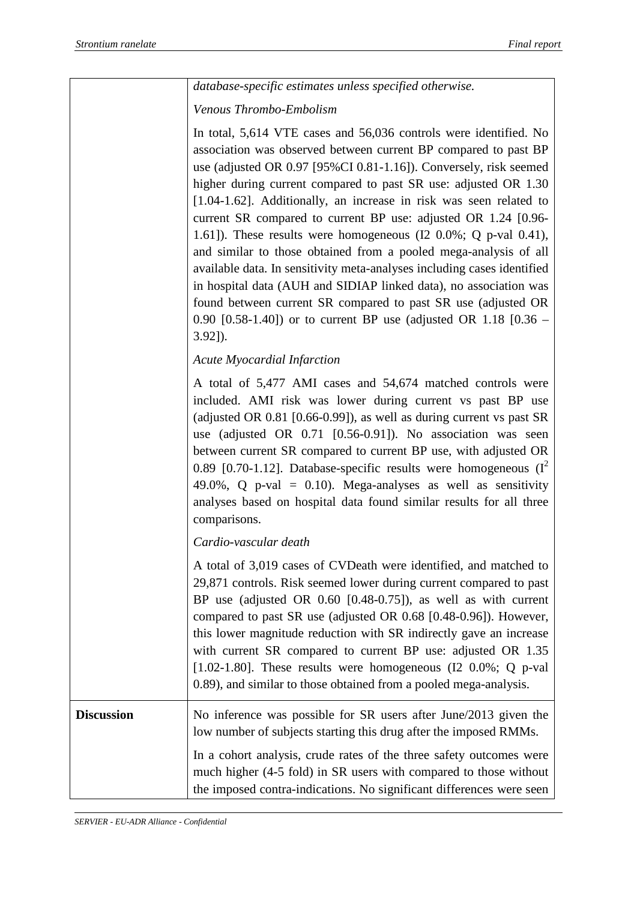| | |
|---|---|
| | *database-specific estimates unless specified otherwise.*<br><br>*Venous Thrombo-Embolism*<br><br>In total, 5,614 VTE cases and 56,036 controls were identified. No association was observed between current BP compared to past BP use (adjusted OR 0.97 [95%CI 0.81-1.16]). Conversely, risk seemed higher during current compared to past SR use: adjusted OR 1.30 [1.04-1.62]. Additionally, an increase in risk was seen related to current SR compared to current BP use: adjusted OR 1.24 [0.96-1.61]). These results were homogeneous (I2 0.0%; Q p-val 0.41), and similar to those obtained from a pooled mega-analysis of all available data. In sensitivity meta-analyses including cases identified in hospital data (AUH and SIDIAP linked data), no association was found between current SR compared to past SR use (adjusted OR 0.90 [0.58-1.40]) or to current BP use (adjusted OR 1.18 [0.36 – 3.92]).<br><br>*Acute Myocardial Infarction*<br><br>A total of 5,477 AMI cases and 54,674 matched controls were included. AMI risk was lower during current vs past BP use (adjusted OR 0.81 [0.66-0.99]), as well as during current vs past SR use (adjusted OR 0.71 [0.56-0.91]). No association was seen between current SR compared to current BP use, with adjusted OR 0.89 [0.70-1.12]. Database-specific results were homogeneous ($I^2$ 49.0%, Q p-val = 0.10). Mega-analyses as well as sensitivity analyses based on hospital data found similar results for all three comparisons.<br><br>*Cardio-vascular death*<br><br>A total of 3,019 cases of CVDeath were identified, and matched to 29,871 controls. Risk seemed lower during current compared to past BP use (adjusted OR 0.60 [0.48-0.75]), as well as with current compared to past SR use (adjusted OR 0.68 [0.48-0.96]). However, this lower magnitude reduction with SR indirectly gave an increase with current SR compared to current BP use: adjusted OR 1.35 [1.02-1.80]. These results were homogeneous (I2 0.0%; Q p-val 0.89), and similar to those obtained from a pooled mega-analysis. |
| **Discussion** | No inference was possible for SR users after June/2013 given the low number of subjects starting this drug after the imposed RMMs.<br><br>In a cohort analysis, crude rates of the three safety outcomes were much higher (4-5 fold) in SR users with compared to those without the imposed contra-indications. No significant differences were seen |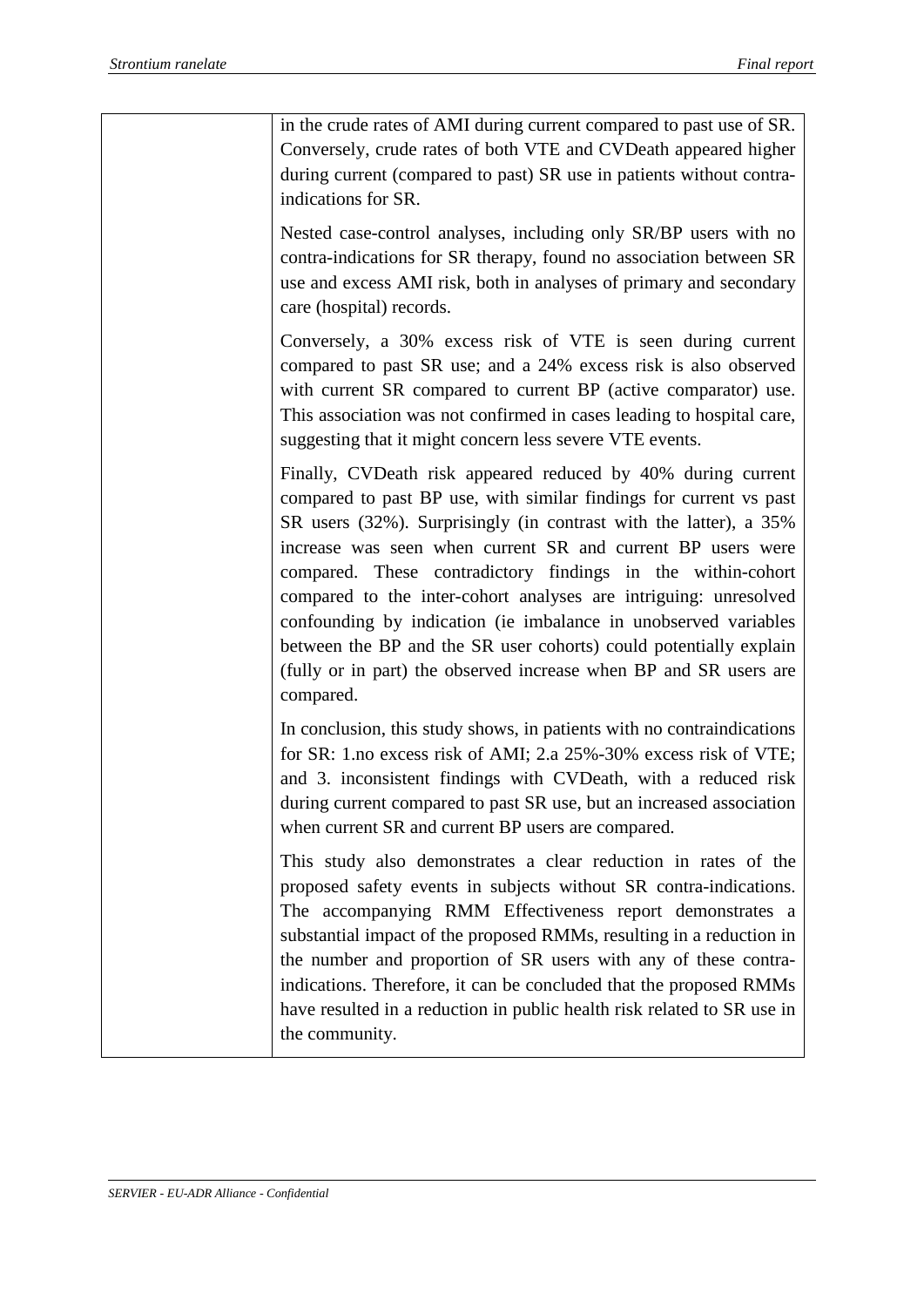| | in the crude rates of AMI during current compared to past use of SR. Conversely, crude rates of both VTE and CVDeath appeared higher during current (compared to past) SR use in patients without contra-indications for SR.<br><br>Nested case-control analyses, including only SR/BP users with no contra-indications for SR therapy, found no association between SR use and excess AMI risk, both in analyses of primary and secondary care (hospital) records.<br><br>Conversely, a 30% excess risk of VTE is seen during current compared to past SR use; and a 24% excess risk is also observed with current SR compared to current BP (active comparator) use. This association was not confirmed in cases leading to hospital care, suggesting that it might concern less severe VTE events.<br><br>Finally, CVDeath risk appeared reduced by 40% during current compared to past BP use, with similar findings for current vs past SR users (32%). Surprisingly (in contrast with the latter), a 35% increase was seen when current SR and current BP users were compared. These contradictory findings in the within-cohort compared to the inter-cohort analyses are intriguing: unresolved confounding by indication (ie imbalance in unobserved variables between the BP and the SR user cohorts) could potentially explain (fully or in part) the observed increase when BP and SR users are compared.<br><br>In conclusion, this study shows, in patients with no contraindications for SR: 1.no excess risk of AMI; 2.a 25%-30% excess risk of VTE; and 3. inconsistent findings with CVDeath, with a reduced risk during current compared to past SR use, but an increased association when current SR and current BP users are compared.<br><br>This study also demonstrates a clear reduction in rates of the proposed safety events in subjects without SR contra-indications. The accompanying RMM Effectiveness report demonstrates a substantial impact of the proposed RMMs, resulting in a reduction in the number and proportion of SR users with any of these contra-indications. Therefore, it can be concluded that the proposed RMMs have resulted in a reduction in public health risk related to SR use in the community. |
|---|---|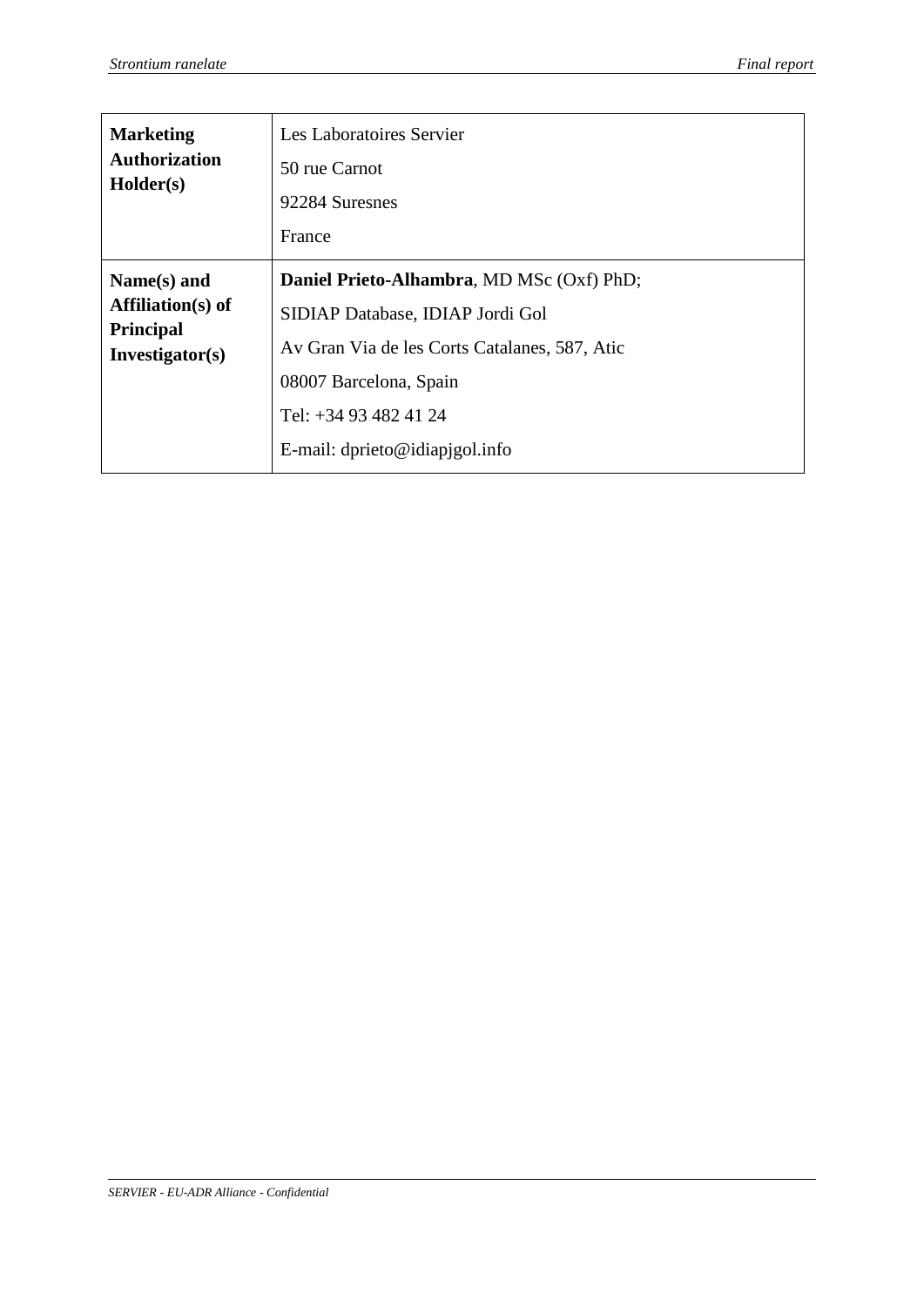| | |
|---|---|
| **Marketing Authorization Holder(s)** | Les Laboratoires Servier<br>50 rue Carnot<br>92284 Suresnes<br>France |
| **Name(s) and Affiliation(s) of Principal Investigator(s)** | **Daniel Prieto-Alhambra**, MD MSc (Oxf) PhD;<br>SIDIAP Database, IDIAP Jordi Gol<br>Av Gran Via de les Corts Catalanes, 587, Atic<br>08007 Barcelona, Spain<br>Tel: +34 93 482 41 24<br>E-mail: dprieto@idiapjgol.info |